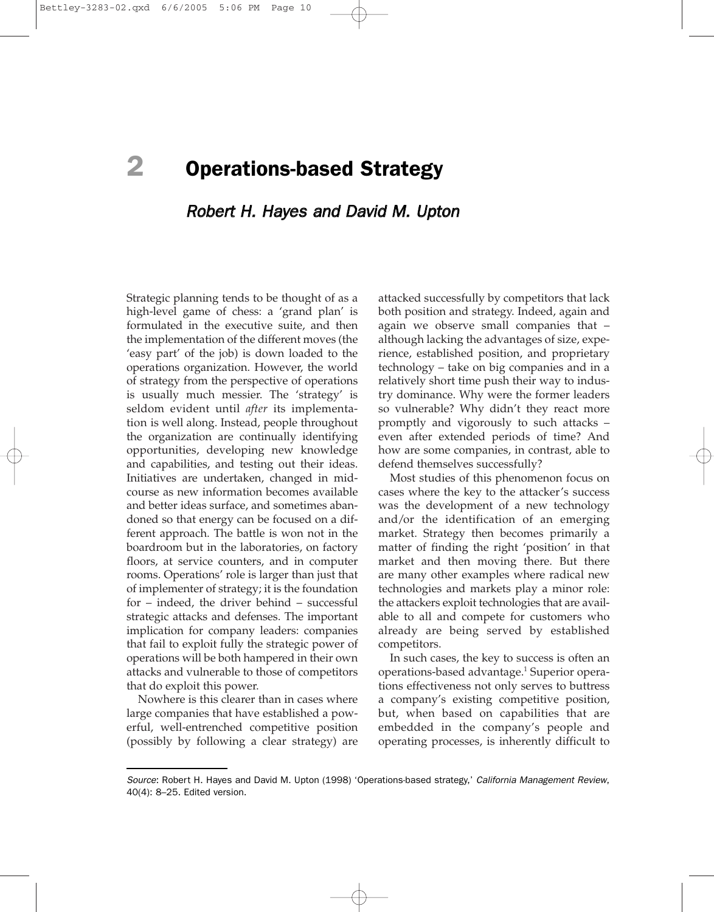# 2 Operations-based Strategy

## *Robert H. Hayes and David M. Upton*

Strategic planning tends to be thought of as a high-level game of chess: a 'grand plan' is formulated in the executive suite, and then the implementation of the different moves (the 'easy part' of the job) is down loaded to the operations organization. However, the world of strategy from the perspective of operations is usually much messier. The 'strategy' is seldom evident until *after* its implementation is well along. Instead, people throughout the organization are continually identifying opportunities, developing new knowledge and capabilities, and testing out their ideas. Initiatives are undertaken, changed in midcourse as new information becomes available and better ideas surface, and sometimes abandoned so that energy can be focused on a different approach. The battle is won not in the boardroom but in the laboratories, on factory floors, at service counters, and in computer rooms. Operations' role is larger than just that of implementer of strategy; it is the foundation for – indeed, the driver behind – successful strategic attacks and defenses. The important implication for company leaders: companies that fail to exploit fully the strategic power of operations will be both hampered in their own attacks and vulnerable to those of competitors that do exploit this power.

Nowhere is this clearer than in cases where large companies that have established a powerful, well-entrenched competitive position (possibly by following a clear strategy) are attacked successfully by competitors that lack both position and strategy. Indeed, again and again we observe small companies that – although lacking the advantages of size, experience, established position, and proprietary technology – take on big companies and in a relatively short time push their way to industry dominance. Why were the former leaders so vulnerable? Why didn't they react more promptly and vigorously to such attacks – even after extended periods of time? And how are some companies, in contrast, able to defend themselves successfully?

Most studies of this phenomenon focus on cases where the key to the attacker's success was the development of a new technology and/or the identification of an emerging market. Strategy then becomes primarily a matter of finding the right 'position' in that market and then moving there. But there are many other examples where radical new technologies and markets play a minor role: the attackers exploit technologies that are available to all and compete for customers who already are being served by established competitors.

In such cases, the key to success is often an operations-based advantage.[1] Superior operations effectiveness not only serves to buttress a company's existing competitive position, but, when based on capabilities that are embedded in the company's people and operating processes, is inherently difficult to

*Source*: Robert H. Hayes and David M. Upton (1998) 'Operations-based strategy,' *California Management Review*, 40(4): 8–25. Edited version.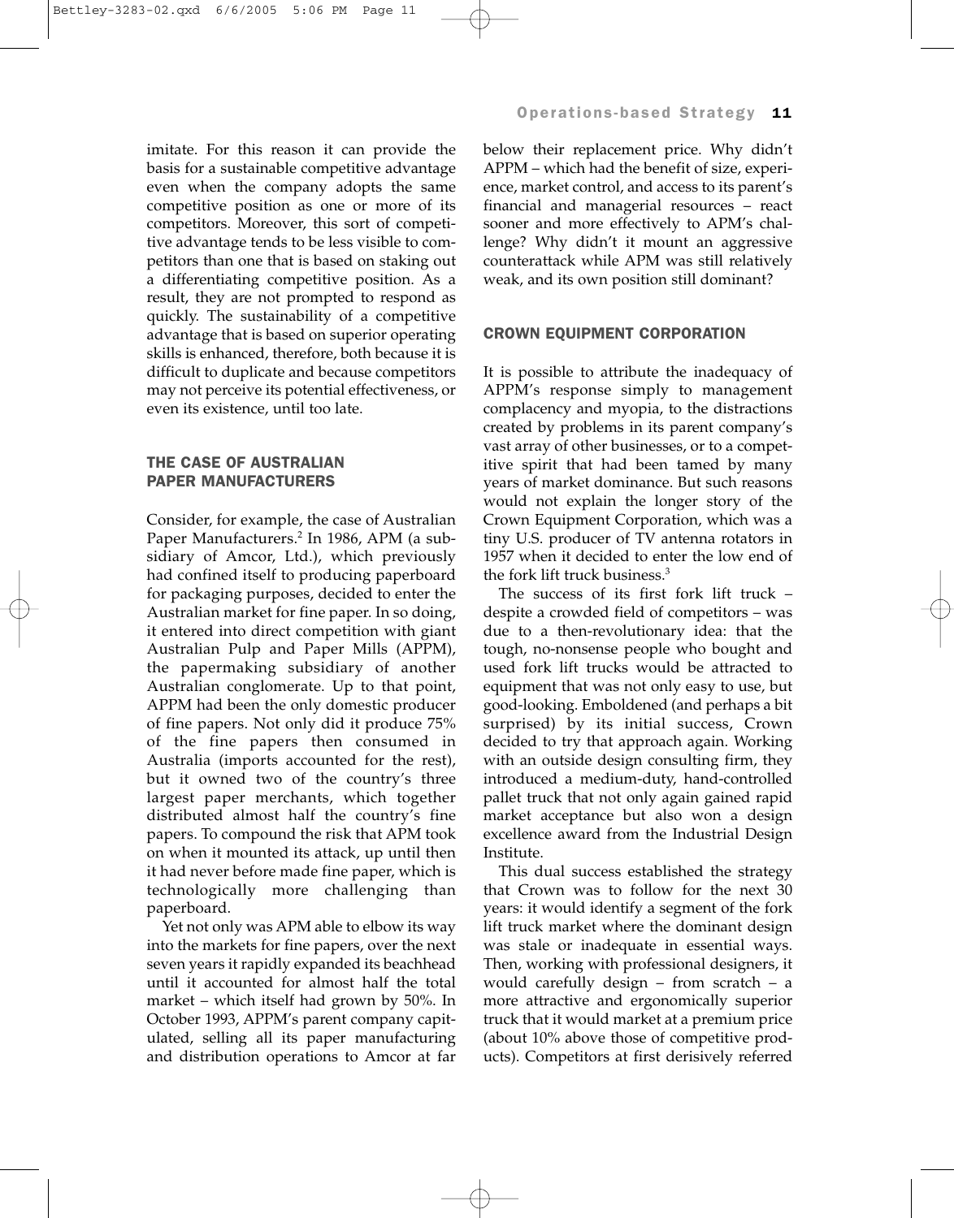imitate. For this reason it can provide the basis for a sustainable competitive advantage even when the company adopts the same competitive position as one or more of its competitors. Moreover, this sort of competitive advantage tends to be less visible to competitors than one that is based on staking out a differentiating competitive position. As a result, they are not prompted to respond as quickly. The sustainability of a competitive advantage that is based on superior operating skills is enhanced, therefore, both because it is difficult to duplicate and because competitors may not perceive its potential effectiveness, or even its existence, until too late.

## THE CASE OF AUSTRALIAN PAPER MANUFACTURERS

Consider, for example, the case of Australian Paper Manufacturers.[2] In 1986, APM (a subsidiary of Amcor, Ltd.), which previously had confined itself to producing paperboard for packaging purposes, decided to enter the Australian market for fine paper. In so doing, it entered into direct competition with giant Australian Pulp and Paper Mills (APPM), the papermaking subsidiary of another Australian conglomerate. Up to that point, APPM had been the only domestic producer of fine papers. Not only did it produce 75% of the fine papers then consumed in Australia (imports accounted for the rest), but it owned two of the country's three largest paper merchants, which together distributed almost half the country's fine papers. To compound the risk that APM took on when it mounted its attack, up until then it had never before made fine paper, which is technologically more challenging than paperboard.

Yet not only was APM able to elbow its way into the markets for fine papers, over the next seven years it rapidly expanded its beachhead until it accounted for almost half the total market – which itself had grown by 50%. In October 1993, APPM's parent company capitulated, selling all its paper manufacturing and distribution operations to Amcor at far below their replacement price. Why didn't APPM – which had the benefit of size, experience, market control, and access to its parent's financial and managerial resources – react sooner and more effectively to APM's challenge? Why didn't it mount an aggressive counterattack while APM was still relatively weak, and its own position still dominant?

## CROWN EQUIPMENT CORPORATION

It is possible to attribute the inadequacy of APPM's response simply to management complacency and myopia, to the distractions created by problems in its parent company's vast array of other businesses, or to a competitive spirit that had been tamed by many years of market dominance. But such reasons would not explain the longer story of the Crown Equipment Corporation, which was a tiny U.S. producer of TV antenna rotators in 1957 when it decided to enter the low end of the fork lift truck business.[3]

The success of its first fork lift truck – despite a crowded field of competitors – was due to a then-revolutionary idea: that the tough, no-nonsense people who bought and used fork lift trucks would be attracted to equipment that was not only easy to use, but good-looking. Emboldened (and perhaps a bit surprised) by its initial success, Crown decided to try that approach again. Working with an outside design consulting firm, they introduced a medium-duty, hand-controlled pallet truck that not only again gained rapid market acceptance but also won a design excellence award from the Industrial Design Institute.

This dual success established the strategy that Crown was to follow for the next 30 years: it would identify a segment of the fork lift truck market where the dominant design was stale or inadequate in essential ways. Then, working with professional designers, it would carefully design – from scratch – a more attractive and ergonomically superior truck that it would market at a premium price (about 10% above those of competitive products). Competitors at first derisively referred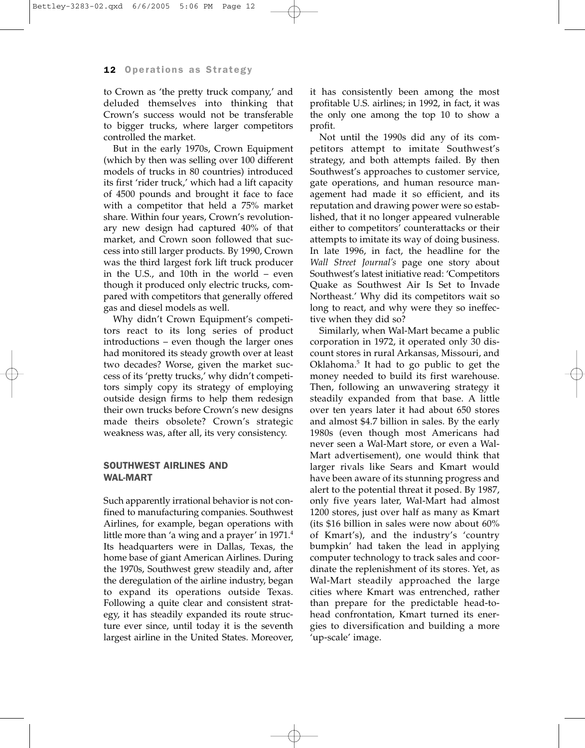to Crown as 'the pretty truck company,' and deluded themselves into thinking that Crown's success would not be transferable to bigger trucks, where larger competitors controlled the market.

But in the early 1970s, Crown Equipment (which by then was selling over 100 different models of trucks in 80 countries) introduced its first 'rider truck,' which had a lift capacity of 4500 pounds and brought it face to face with a competitor that held a 75% market share. Within four years, Crown's revolutionary new design had captured 40% of that market, and Crown soon followed that success into still larger products. By 1990, Crown was the third largest fork lift truck producer in the U.S., and 10th in the world – even though it produced only electric trucks, compared with competitors that generally offered gas and diesel models as well.

Why didn't Crown Equipment's competitors react to its long series of product introductions – even though the larger ones had monitored its steady growth over at least two decades? Worse, given the market success of its 'pretty trucks,' why didn't competitors simply copy its strategy of employing outside design firms to help them redesign their own trucks before Crown's new designs made theirs obsolete? Crown's strategic weakness was, after all, its very consistency.

## SOUTHWEST AIRLINES AND WAL-MART

Such apparently irrational behavior is not confined to manufacturing companies. Southwest Airlines, for example, began operations with little more than 'a wing and a prayer' in 1971.[4] Its headquarters were in Dallas, Texas, the home base of giant American Airlines. During the 1970s, Southwest grew steadily and, after the deregulation of the airline industry, began to expand its operations outside Texas. Following a quite clear and consistent strategy, it has steadily expanded its route structure ever since, until today it is the seventh largest airline in the United States. Moreover, it has consistently been among the most profitable U.S. airlines; in 1992, in fact, it was the only one among the top 10 to show a profit.

Not until the 1990s did any of its competitors attempt to imitate Southwest's strategy, and both attempts failed. By then Southwest's approaches to customer service, gate operations, and human resource management had made it so efficient, and its reputation and drawing power were so established, that it no longer appeared vulnerable either to competitors' counterattacks or their attempts to imitate its way of doing business. In late 1996, in fact, the headline for the *Wall Street Journal's* page one story about Southwest's latest initiative read: 'Competitors Quake as Southwest Air Is Set to Invade Northeast.' Why did its competitors wait so long to react, and why were they so ineffective when they did so?

Similarly, when Wal-Mart became a public corporation in 1972, it operated only 30 discount stores in rural Arkansas, Missouri, and Oklahoma.[5] It had to go public to get the money needed to build its first warehouse. Then, following an unwavering strategy it steadily expanded from that base. A little over ten years later it had about 650 stores and almost \$4.7 billion in sales. By the early 1980s (even though most Americans had never seen a Wal-Mart store, or even a Wal-Mart advertisement), one would think that larger rivals like Sears and Kmart would have been aware of its stunning progress and alert to the potential threat it posed. By 1987, only five years later, Wal-Mart had almost 1200 stores, just over half as many as Kmart (its \$16 billion in sales were now about 60% of Kmart's), and the industry's 'country bumpkin' had taken the lead in applying computer technology to track sales and coordinate the replenishment of its stores. Yet, as Wal-Mart steadily approached the large cities where Kmart was entrenched, rather than prepare for the predictable head-to-head confrontation, Kmart turned its energies to diversification and building a more 'up-scale' image.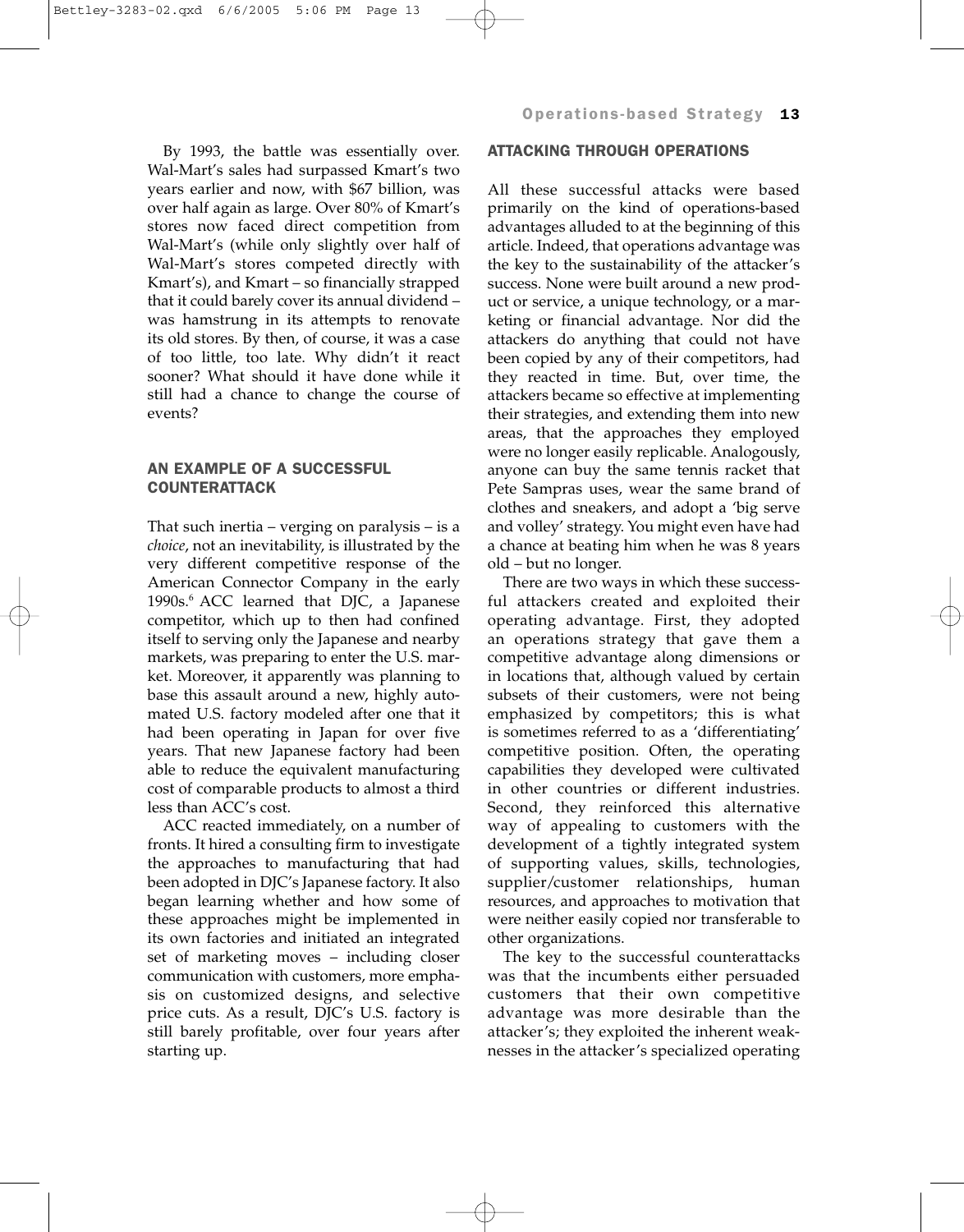By 1993, the battle was essentially over. Wal-Mart's sales had surpassed Kmart's two years earlier and now, with $67 billion, was over half again as large. Over 80% of Kmart's stores now faced direct competition from Wal-Mart's (while only slightly over half of Wal-Mart's stores competed directly with Kmart's), and Kmart – so financially strapped that it could barely cover its annual dividend – was hamstrung in its attempts to renovate its old stores. By then, of course, it was a case of too little, too late. Why didn't it react sooner? What should it have done while it still had a chance to change the course of events?

## AN EXAMPLE OF A SUCCESSFUL COUNTERATTACK

That such inertia – verging on paralysis – is a *choice*, not an inevitability, is illustrated by the very different competitive response of the American Connector Company in the early 1990s.[6] ACC learned that DJC, a Japanese competitor, which up to then had confined itself to serving only the Japanese and nearby markets, was preparing to enter the U.S. market. Moreover, it apparently was planning to base this assault around a new, highly automated U.S. factory modeled after one that it had been operating in Japan for over five years. That new Japanese factory had been able to reduce the equivalent manufacturing cost of comparable products to almost a third less than ACC's cost.

ACC reacted immediately, on a number of fronts. It hired a consulting firm to investigate the approaches to manufacturing that had been adopted in DJC's Japanese factory. It also began learning whether and how some of these approaches might be implemented in its own factories and initiated an integrated set of marketing moves – including closer communication with customers, more emphasis on customized designs, and selective price cuts. As a result, DJC's U.S. factory is still barely profitable, over four years after starting up.

## ATTACKING THROUGH OPERATIONS

All these successful attacks were based primarily on the kind of operations-based advantages alluded to at the beginning of this article. Indeed, that operations advantage was the key to the sustainability of the attacker's success. None were built around a new product or service, a unique technology, or a marketing or financial advantage. Nor did the attackers do anything that could not have been copied by any of their competitors, had they reacted in time. But, over time, the attackers became so effective at implementing their strategies, and extending them into new areas, that the approaches they employed were no longer easily replicable. Analogously, anyone can buy the same tennis racket that Pete Sampras uses, wear the same brand of clothes and sneakers, and adopt a 'big serve and volley' strategy. You might even have had a chance at beating him when he was 8 years old – but no longer.

There are two ways in which these successful attackers created and exploited their operating advantage. First, they adopted an operations strategy that gave them a competitive advantage along dimensions or in locations that, although valued by certain subsets of their customers, were not being emphasized by competitors; this is what is sometimes referred to as a 'differentiating' competitive position. Often, the operating capabilities they developed were cultivated in other countries or different industries. Second, they reinforced this alternative way of appealing to customers with the development of a tightly integrated system of supporting values, skills, technologies, supplier/customer relationships, human resources, and approaches to motivation that were neither easily copied nor transferable to other organizations.

The key to the successful counterattacks was that the incumbents either persuaded customers that their own competitive advantage was more desirable than the attacker's; they exploited the inherent weaknesses in the attacker's specialized operating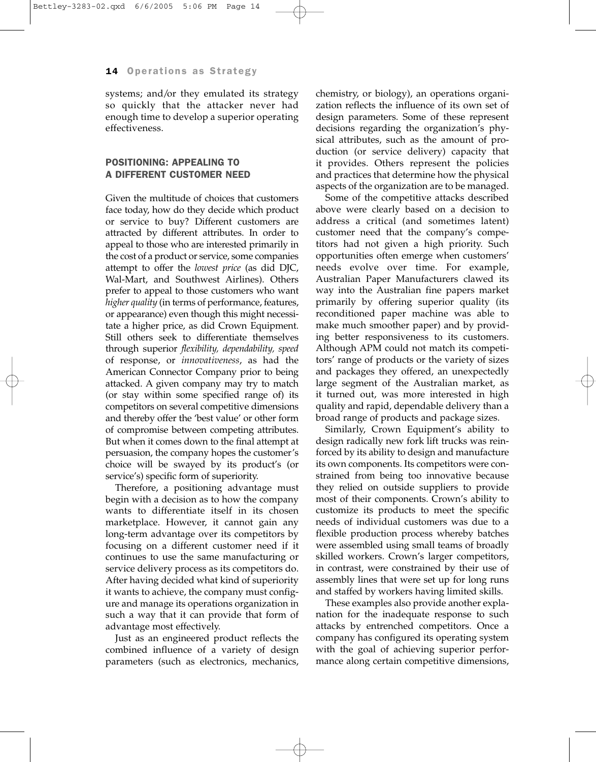systems; and/or they emulated its strategy so quickly that the attacker never had enough time to develop a superior operating effectiveness.

## POSITIONING: APPEALING TO A DIFFERENT CUSTOMER NEED

Given the multitude of choices that customers face today, how do they decide which product or service to buy? Different customers are attracted by different attributes. In order to appeal to those who are interested primarily in the cost of a product or service, some companies attempt to offer the *lowest price* (as did DJC, Wal-Mart, and Southwest Airlines). Others prefer to appeal to those customers who want *higher quality* (in terms of performance, features, or appearance) even though this might necessitate a higher price, as did Crown Equipment. Still others seek to differentiate themselves through superior *flexibility, dependability, speed* of response, or *innovativeness*, as had the American Connector Company prior to being attacked. A given company may try to match (or stay within some specified range of) its competitors on several competitive dimensions and thereby offer the 'best value' or other form of compromise between competing attributes. But when it comes down to the final attempt at persuasion, the company hopes the customer's choice will be swayed by its product's (or service's) specific form of superiority.

Therefore, a positioning advantage must begin with a decision as to how the company wants to differentiate itself in its chosen marketplace. However, it cannot gain any long-term advantage over its competitors by focusing on a different customer need if it continues to use the same manufacturing or service delivery process as its competitors do. After having decided what kind of superiority it wants to achieve, the company must configure and manage its operations organization in such a way that it can provide that form of advantage most effectively.

Just as an engineered product reflects the combined influence of a variety of design parameters (such as electronics, mechanics, chemistry, or biology), an operations organization reflects the influence of its own set of design parameters. Some of these represent decisions regarding the organization's physical attributes, such as the amount of production (or service delivery) capacity that it provides. Others represent the policies and practices that determine how the physical aspects of the organization are to be managed.

Some of the competitive attacks described above were clearly based on a decision to address a critical (and sometimes latent) customer need that the company's competitors had not given a high priority. Such opportunities often emerge when customers' needs evolve over time. For example, Australian Paper Manufacturers clawed its way into the Australian fine papers market primarily by offering superior quality (its reconditioned paper machine was able to make much smoother paper) and by providing better responsiveness to its customers. Although APM could not match its competitors' range of products or the variety of sizes and packages they offered, an unexpectedly large segment of the Australian market, as it turned out, was more interested in high quality and rapid, dependable delivery than a broad range of products and package sizes.

Similarly, Crown Equipment's ability to design radically new fork lift trucks was reinforced by its ability to design and manufacture its own components. Its competitors were constrained from being too innovative because they relied on outside suppliers to provide most of their components. Crown's ability to customize its products to meet the specific needs of individual customers was due to a flexible production process whereby batches were assembled using small teams of broadly skilled workers. Crown's larger competitors, in contrast, were constrained by their use of assembly lines that were set up for long runs and staffed by workers having limited skills.

These examples also provide another explanation for the inadequate response to such attacks by entrenched competitors. Once a company has configured its operating system with the goal of achieving superior performance along certain competitive dimensions,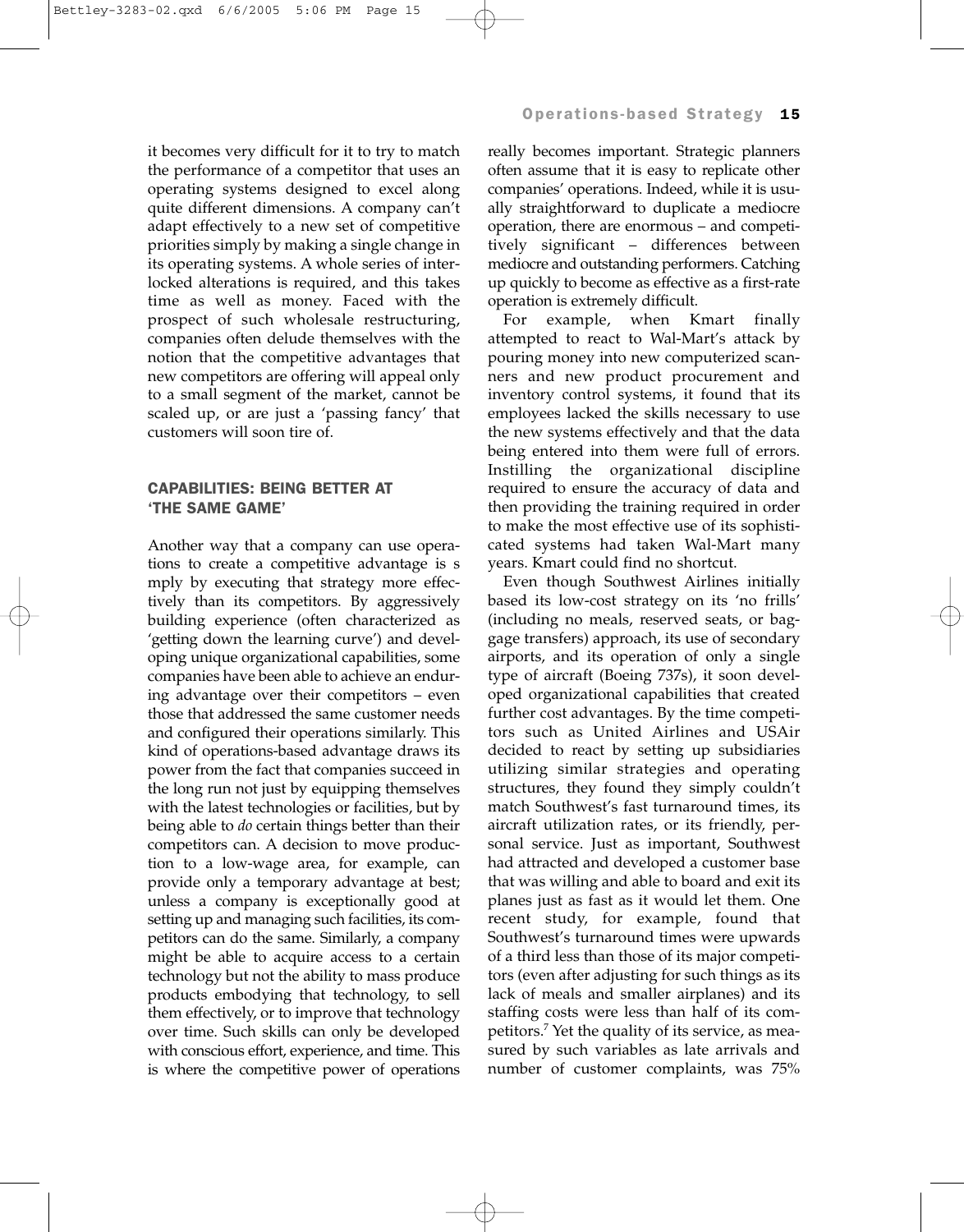it becomes very difficult for it to try to match the performance of a competitor that uses an operating systems designed to excel along quite different dimensions. A company can't adapt effectively to a new set of competitive priorities simply by making a single change in its operating systems. A whole series of interlocked alterations is required, and this takes time as well as money. Faced with the prospect of such wholesale restructuring, companies often delude themselves with the notion that the competitive advantages that new competitors are offering will appeal only to a small segment of the market, cannot be scaled up, or are just a 'passing fancy' that customers will soon tire of.

## CAPABILITIES: BEING BETTER AT 'THE SAME GAME'

Another way that a company can use operations to create a competitive advantage is s mply by executing that strategy more effectively than its competitors. By aggressively building experience (often characterized as 'getting down the learning curve') and developing unique organizational capabilities, some companies have been able to achieve an enduring advantage over their competitors – even those that addressed the same customer needs and configured their operations similarly. This kind of operations-based advantage draws its power from the fact that companies succeed in the long run not just by equipping themselves with the latest technologies or facilities, but by being able to *do* certain things better than their competitors can. A decision to move production to a low-wage area, for example, can provide only a temporary advantage at best; unless a company is exceptionally good at setting up and managing such facilities, its competitors can do the same. Similarly, a company might be able to acquire access to a certain technology but not the ability to mass produce products embodying that technology, to sell them effectively, or to improve that technology over time. Such skills can only be developed with conscious effort, experience, and time. This is where the competitive power of operations really becomes important. Strategic planners often assume that it is easy to replicate other companies' operations. Indeed, while it is usually straightforward to duplicate a mediocre operation, there are enormous – and competitively significant – differences between mediocre and outstanding performers. Catching up quickly to become as effective as a first-rate operation is extremely difficult.

For example, when Kmart finally attempted to react to Wal-Mart's attack by pouring money into new computerized scanners and new product procurement and inventory control systems, it found that its employees lacked the skills necessary to use the new systems effectively and that the data being entered into them were full of errors. Instilling the organizational discipline required to ensure the accuracy of data and then providing the training required in order to make the most effective use of its sophisticated systems had taken Wal-Mart many years. Kmart could find no shortcut.

Even though Southwest Airlines initially based its low-cost strategy on its 'no frills' (including no meals, reserved seats, or baggage transfers) approach, its use of secondary airports, and its operation of only a single type of aircraft (Boeing 737s), it soon developed organizational capabilities that created further cost advantages. By the time competitors such as United Airlines and USAir decided to react by setting up subsidiaries utilizing similar strategies and operating structures, they found they simply couldn't match Southwest's fast turnaround times, its aircraft utilization rates, or its friendly, personal service. Just as important, Southwest had attracted and developed a customer base that was willing and able to board and exit its planes just as fast as it would let them. One recent study, for example, found that Southwest's turnaround times were upwards of a third less than those of its major competitors (even after adjusting for such things as its lack of meals and smaller airplanes) and its staffing costs were less than half of its competitors.[7] Yet the quality of its service, as measured by such variables as late arrivals and number of customer complaints, was 75%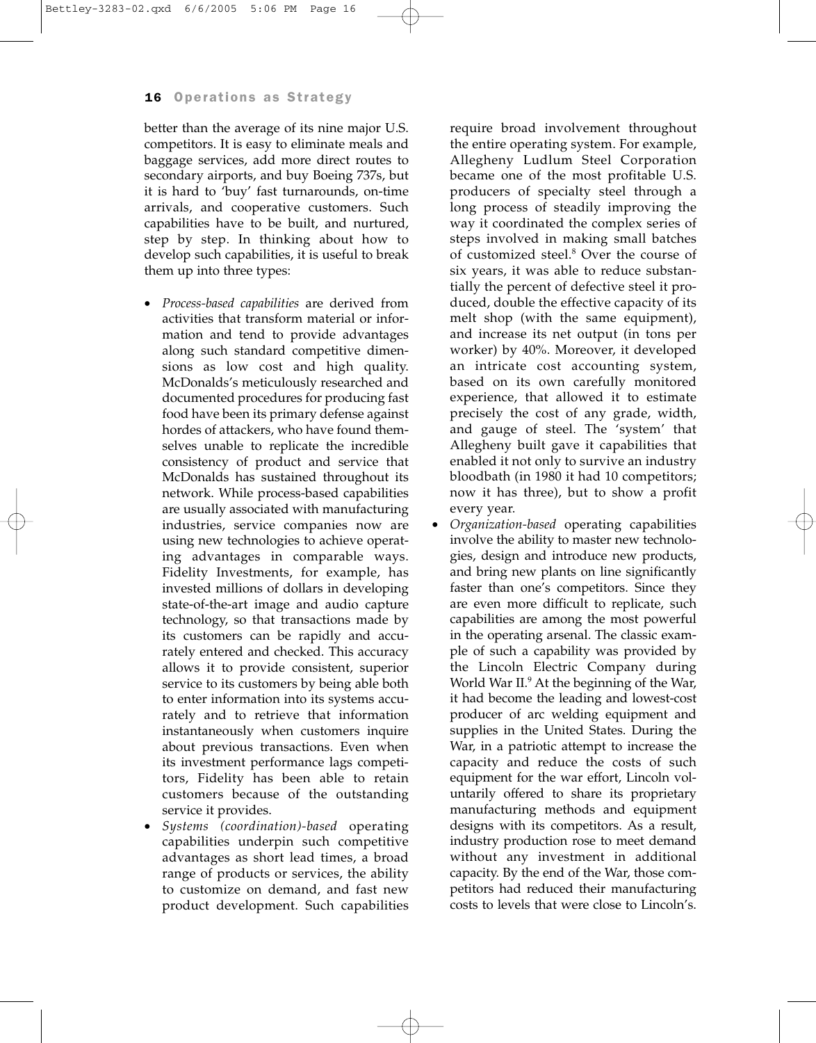better than the average of its nine major U.S. competitors. It is easy to eliminate meals and baggage services, add more direct routes to secondary airports, and buy Boeing 737s, but it is hard to 'buy' fast turnarounds, on-time arrivals, and cooperative customers. Such capabilities have to be built, and nurtured, step by step. In thinking about how to develop such capabilities, it is useful to break them up into three types:

- *Process-based capabilities* are derived from activities that transform material or information and tend to provide advantages along such standard competitive dimensions as low cost and high quality. McDonalds's meticulously researched and documented procedures for producing fast food have been its primary defense against hordes of attackers, who have found themselves unable to replicate the incredible consistency of product and service that McDonalds has sustained throughout its network. While process-based capabilities are usually associated with manufacturing industries, service companies now are using new technologies to achieve operating advantages in comparable ways. Fidelity Investments, for example, has invested millions of dollars in developing state-of-the-art image and audio capture technology, so that transactions made by its customers can be rapidly and accurately entered and checked. This accuracy allows it to provide consistent, superior service to its customers by being able both to enter information into its systems accurately and to retrieve that information instantaneously when customers inquire about previous transactions. Even when its investment performance lags competitors, Fidelity has been able to retain customers because of the outstanding service it provides.
- *Systems (coordination)-based* operating capabilities underpin such competitive advantages as short lead times, a broad range of products or services, the ability to customize on demand, and fast new product development. Such capabilities require broad involvement throughout the entire operating system. For example, Allegheny Ludlum Steel Corporation became one of the most profitable U.S. producers of specialty steel through a long process of steadily improving the way it coordinated the complex series of steps involved in making small batches of customized steel.[8] Over the course of six years, it was able to reduce substantially the percent of defective steel it produced, double the effective capacity of its melt shop (with the same equipment), and increase its net output (in tons per worker) by 40%. Moreover, it developed an intricate cost accounting system, based on its own carefully monitored experience, that allowed it to estimate precisely the cost of any grade, width, and gauge of steel. The 'system' that Allegheny built gave it capabilities that enabled it not only to survive an industry bloodbath (in 1980 it had 10 competitors; now it has three), but to show a profit every year.
- *Organization-based* operating capabilities involve the ability to master new technologies, design and introduce new products, and bring new plants on line significantly faster than one's competitors. Since they are even more difficult to replicate, such capabilities are among the most powerful in the operating arsenal. The classic example of such a capability was provided by the Lincoln Electric Company during World War II.[9] At the beginning of the War, it had become the leading and lowest-cost producer of arc welding equipment and supplies in the United States. During the War, in a patriotic attempt to increase the capacity and reduce the costs of such equipment for the war effort, Lincoln voluntarily offered to share its proprietary manufacturing methods and equipment designs with its competitors. As a result, industry production rose to meet demand without any investment in additional capacity. By the end of the War, those competitors had reduced their manufacturing costs to levels that were close to Lincoln's.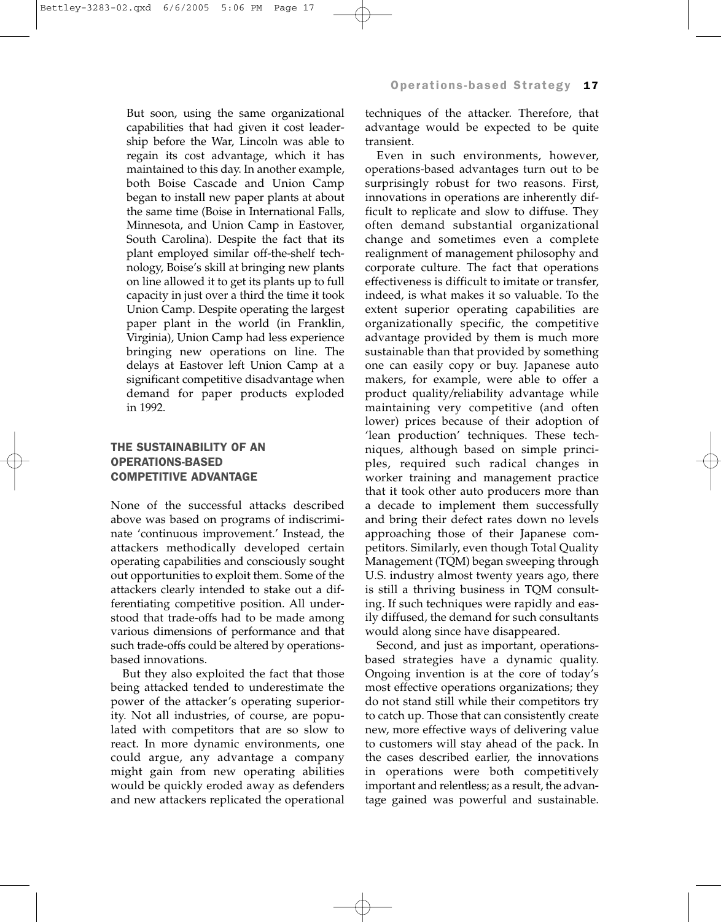But soon, using the same organizational capabilities that had given it cost leadership before the War, Lincoln was able to regain its cost advantage, which it has maintained to this day. In another example, both Boise Cascade and Union Camp began to install new paper plants at about the same time (Boise in International Falls, Minnesota, and Union Camp in Eastover, South Carolina). Despite the fact that its plant employed similar off-the-shelf technology, Boise's skill at bringing new plants on line allowed it to get its plants up to full capacity in just over a third the time it took Union Camp. Despite operating the largest paper plant in the world (in Franklin, Virginia), Union Camp had less experience bringing new operations on line. The delays at Eastover left Union Camp at a significant competitive disadvantage when demand for paper products exploded in 1992.

## THE SUSTAINABILITY OF AN OPERATIONS-BASED COMPETITIVE ADVANTAGE

None of the successful attacks described above was based on programs of indiscriminate 'continuous improvement.' Instead, the attackers methodically developed certain operating capabilities and consciously sought out opportunities to exploit them. Some of the attackers clearly intended to stake out a differentiating competitive position. All understood that trade-offs had to be made among various dimensions of performance and that such trade-offs could be altered by operations-based innovations.

But they also exploited the fact that those being attacked tended to underestimate the power of the attacker's operating superiority. Not all industries, of course, are populated with competitors that are so slow to react. In more dynamic environments, one could argue, any advantage a company might gain from new operating abilities would be quickly eroded away as defenders and new attackers replicated the operational techniques of the attacker. Therefore, that advantage would be expected to be quite transient.

Even in such environments, however, operations-based advantages turn out to be surprisingly robust for two reasons. First, innovations in operations are inherently difficult to replicate and slow to diffuse. They often demand substantial organizational change and sometimes even a complete realignment of management philosophy and corporate culture. The fact that operations effectiveness is difficult to imitate or transfer, indeed, is what makes it so valuable. To the extent superior operating capabilities are organizationally specific, the competitive advantage provided by them is much more sustainable than that provided by something one can easily copy or buy. Japanese auto makers, for example, were able to offer a product quality/reliability advantage while maintaining very competitive (and often lower) prices because of their adoption of 'lean production' techniques. These techniques, although based on simple principles, required such radical changes in worker training and management practice that it took other auto producers more than a decade to implement them successfully and bring their defect rates down no levels approaching those of their Japanese competitors. Similarly, even though Total Quality Management (TQM) began sweeping through U.S. industry almost twenty years ago, there is still a thriving business in TQM consulting. If such techniques were rapidly and easily diffused, the demand for such consultants would along since have disappeared.

Second, and just as important, operations-based strategies have a dynamic quality. Ongoing invention is at the core of today's most effective operations organizations; they do not stand still while their competitors try to catch up. Those that can consistently create new, more effective ways of delivering value to customers will stay ahead of the pack. In the cases described earlier, the innovations in operations were both competitively important and relentless; as a result, the advantage gained was powerful and sustainable.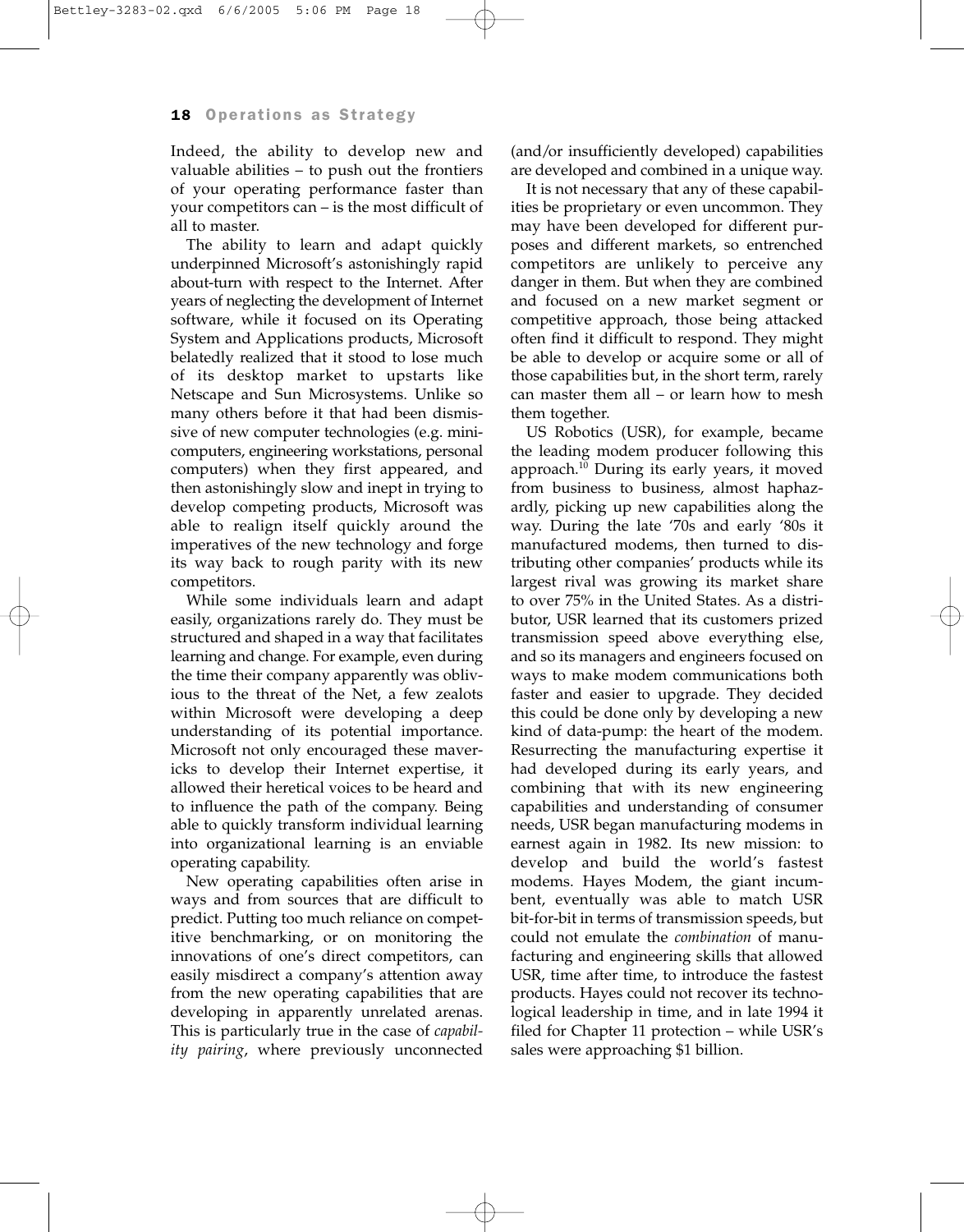Indeed, the ability to develop new and valuable abilities – to push out the frontiers of your operating performance faster than your competitors can – is the most difficult of all to master.

The ability to learn and adapt quickly underpinned Microsoft's astonishingly rapid about-turn with respect to the Internet. After years of neglecting the development of Internet software, while it focused on its Operating System and Applications products, Microsoft belatedly realized that it stood to lose much of its desktop market to upstarts like Netscape and Sun Microsystems. Unlike so many others before it that had been dismissive of new computer technologies (e.g. mini-computers, engineering workstations, personal computers) when they first appeared, and then astonishingly slow and inept in trying to develop competing products, Microsoft was able to realign itself quickly around the imperatives of the new technology and forge its way back to rough parity with its new competitors.

While some individuals learn and adapt easily, organizations rarely do. They must be structured and shaped in a way that facilitates learning and change. For example, even during the time their company apparently was oblivious to the threat of the Net, a few zealots within Microsoft were developing a deep understanding of its potential importance. Microsoft not only encouraged these mavericks to develop their Internet expertise, it allowed their heretical voices to be heard and to influence the path of the company. Being able to quickly transform individual learning into organizational learning is an enviable operating capability.

New operating capabilities often arise in ways and from sources that are difficult to predict. Putting too much reliance on competitive benchmarking, or on monitoring the innovations of one's direct competitors, can easily misdirect a company's attention away from the new operating capabilities that are developing in apparently unrelated arenas. This is particularly true in the case of *capability pairing*, where previously unconnected (and/or insufficiently developed) capabilities are developed and combined in a unique way.

It is not necessary that any of these capabilities be proprietary or even uncommon. They may have been developed for different purposes and different markets, so entrenched competitors are unlikely to perceive any danger in them. But when they are combined and focused on a new market segment or competitive approach, those being attacked often find it difficult to respond. They might be able to develop or acquire some or all of those capabilities but, in the short term, rarely can master them all – or learn how to mesh them together.

US Robotics (USR), for example, became the leading modem producer following this approach.[10] During its early years, it moved from business to business, almost haphazardly, picking up new capabilities along the way. During the late '70s and early '80s it manufactured modems, then turned to distributing other companies' products while its largest rival was growing its market share to over 75% in the United States. As a distributor, USR learned that its customers prized transmission speed above everything else, and so its managers and engineers focused on ways to make modem communications both faster and easier to upgrade. They decided this could be done only by developing a new kind of data-pump: the heart of the modem. Resurrecting the manufacturing expertise it had developed during its early years, and combining that with its new engineering capabilities and understanding of consumer needs, USR began manufacturing modems in earnest again in 1982. Its new mission: to develop and build the world's fastest modems. Hayes Modem, the giant incumbent, eventually was able to match USR bit-for-bit in terms of transmission speeds, but could not emulate the *combination* of manufacturing and engineering skills that allowed USR, time after time, to introduce the fastest products. Hayes could not recover its technological leadership in time, and in late 1994 it filed for Chapter 11 protection – while USR's sales were approaching $1 billion.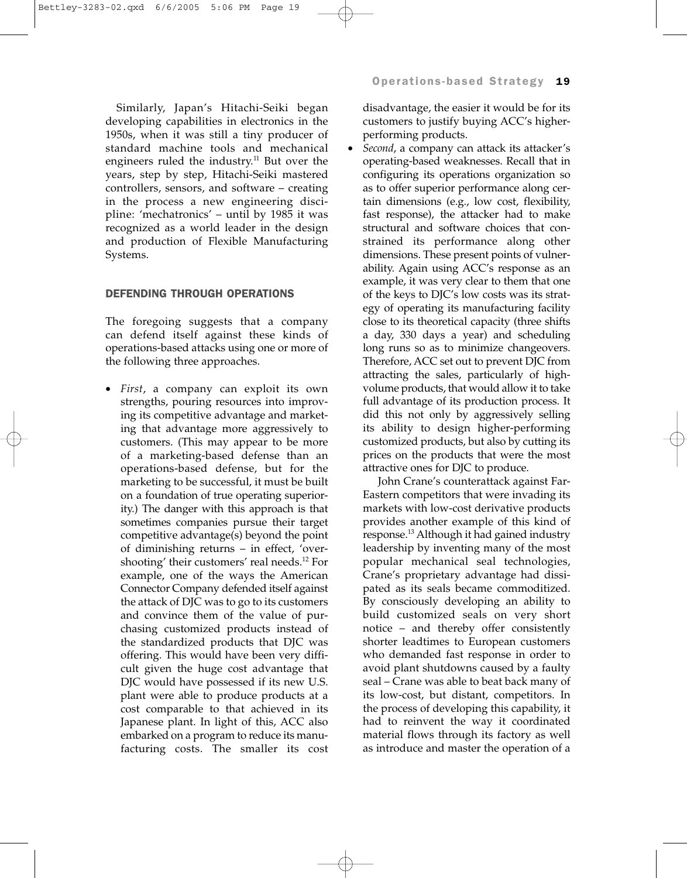Similarly, Japan's Hitachi-Seiki began developing capabilities in electronics in the 1950s, when it was still a tiny producer of standard machine tools and mechanical engineers ruled the industry.[11] But over the years, step by step, Hitachi-Seiki mastered controllers, sensors, and software – creating in the process a new engineering discipline: 'mechatronics' – until by 1985 it was recognized as a world leader in the design and production of Flexible Manufacturing Systems.

## DEFENDING THROUGH OPERATIONS

The foregoing suggests that a company can defend itself against these kinds of operations-based attacks using one or more of the following three approaches.

- *First*, a company can exploit its own strengths, pouring resources into improving its competitive advantage and marketing that advantage more aggressively to customers. (This may appear to be more of a marketing-based defense than an operations-based defense, but for the marketing to be successful, it must be built on a foundation of true operating superiority.) The danger with this approach is that sometimes companies pursue their target competitive advantage(s) beyond the point of diminishing returns – in effect, 'overshooting' their customers' real needs.[12] For example, one of the ways the American Connector Company defended itself against the attack of DJC was to go to its customers and convince them of the value of purchasing customized products instead of the standardized products that DJC was offering. This would have been very difficult given the huge cost advantage that DJC would have possessed if its new U.S. plant were able to produce products at a cost comparable to that achieved in its Japanese plant. In light of this, ACC also embarked on a program to reduce its manufacturing costs. The smaller its cost disadvantage, the easier it would be for its customers to justify buying ACC's higher-performing products.
- *Second*, a company can attack its attacker's operating-based weaknesses. Recall that in configuring its operations organization so as to offer superior performance along certain dimensions (e.g., low cost, flexibility, fast response), the attacker had to make structural and software choices that constrained its performance along other dimensions. These present points of vulnerability. Again using ACC's response as an example, it was very clear to them that one of the keys to DJC's low costs was its strategy of operating its manufacturing facility close to its theoretical capacity (three shifts a day, 330 days a year) and scheduling long runs so as to minimize changeovers. Therefore, ACC set out to prevent DJC from attracting the sales, particularly of high-volume products, that would allow it to take full advantage of its production process. It did this not only by aggressively selling its ability to design higher-performing customized products, but also by cutting its prices on the products that were the most attractive ones for DJC to produce.

  John Crane's counterattack against Far-Eastern competitors that were invading its markets with low-cost derivative products provides another example of this kind of response.[13] Although it had gained industry leadership by inventing many of the most popular mechanical seal technologies, Crane's proprietary advantage had dissipated as its seals became commoditized. By consciously developing an ability to build customized seals on very short notice – and thereby offer consistently shorter leadtimes to European customers who demanded fast response in order to avoid plant shutdowns caused by a faulty seal – Crane was able to beat back many of its low-cost, but distant, competitors. In the process of developing this capability, it had to reinvent the way it coordinated material flows through its factory as well as introduce and master the operation of a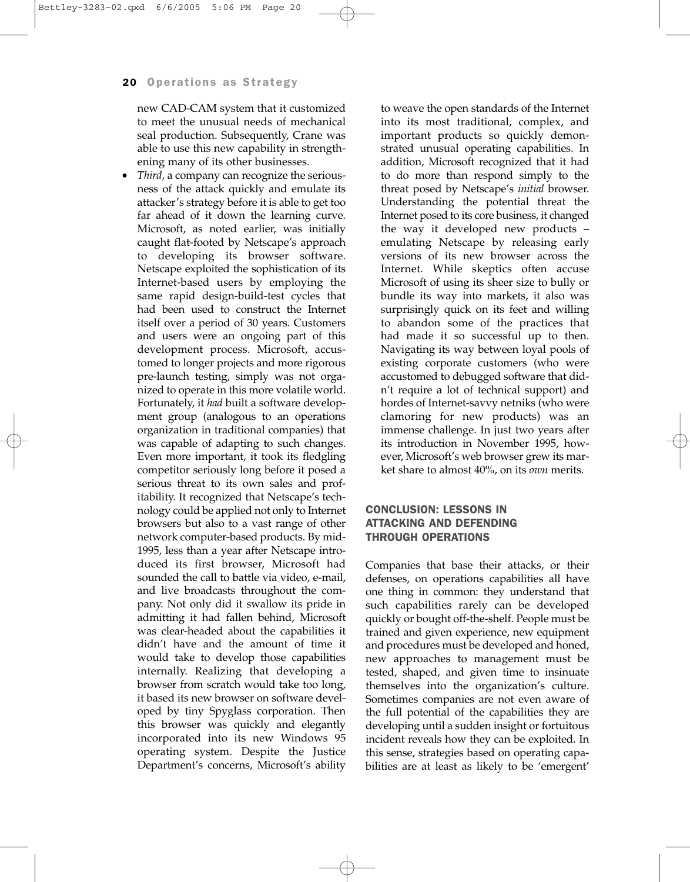new CAD-CAM system that it customized to meet the unusual needs of mechanical seal production. Subsequently, Crane was able to use this new capability in strengthening many of its other businesses.

- *Third*, a company can recognize the seriousness of the attack quickly and emulate its attacker's strategy before it is able to get too far ahead of it down the learning curve. Microsoft, as noted earlier, was initially caught flat-footed by Netscape's approach to developing its browser software. Netscape exploited the sophistication of its Internet-based users by employing the same rapid design-build-test cycles that had been used to construct the Internet itself over a period of 30 years. Customers and users were an ongoing part of this development process. Microsoft, accustomed to longer projects and more rigorous pre-launch testing, simply was not organized to operate in this more volatile world. Fortunately, it *had* built a software development group (analogous to an operations organization in traditional companies) that was capable of adapting to such changes. Even more important, it took its fledgling competitor seriously long before it posed a serious threat to its own sales and profitability. It recognized that Netscape's technology could be applied not only to Internet browsers but also to a vast range of other network computer-based products. By mid-1995, less than a year after Netscape introduced its first browser, Microsoft had sounded the call to battle via video, e-mail, and live broadcasts throughout the company. Not only did it swallow its pride in admitting it had fallen behind, Microsoft was clear-headed about the capabilities it didn't have and the amount of time it would take to develop those capabilities internally. Realizing that developing a browser from scratch would take too long, it based its new browser on software developed by tiny Spyglass corporation. Then this browser was quickly and elegantly incorporated into its new Windows 95 operating system. Despite the Justice Department's concerns, Microsoft's ability to weave the open standards of the Internet into its most traditional, complex, and important products so quickly demonstrated unusual operating capabilities. In addition, Microsoft recognized that it had to do more than respond simply to the threat posed by Netscape's *initial* browser. Understanding the potential threat the Internet posed to its core business, it changed the way it developed new products – emulating Netscape by releasing early versions of its new browser across the Internet. While skeptics often accuse Microsoft of using its sheer size to bully or bundle its way into markets, it also was surprisingly quick on its feet and willing to abandon some of the practices that had made it so successful up to then. Navigating its way between loyal pools of existing corporate customers (who were accustomed to debugged software that didn't require a lot of technical support) and hordes of Internet-savvy netniks (who were clamoring for new products) was an immense challenge. In just two years after its introduction in November 1995, however, Microsoft's web browser grew its market share to almost 40%, on its *own* merits.

## CONCLUSION: LESSONS IN ATTACKING AND DEFENDING THROUGH OPERATIONS

Companies that base their attacks, or their defenses, on operations capabilities all have one thing in common: they understand that such capabilities rarely can be developed quickly or bought off-the-shelf. People must be trained and given experience, new equipment and procedures must be developed and honed, new approaches to management must be tested, shaped, and given time to insinuate themselves into the organization's culture. Sometimes companies are not even aware of the full potential of the capabilities they are developing until a sudden insight or fortuitous incident reveals how they can be exploited. In this sense, strategies based on operating capabilities are at least as likely to be 'emergent'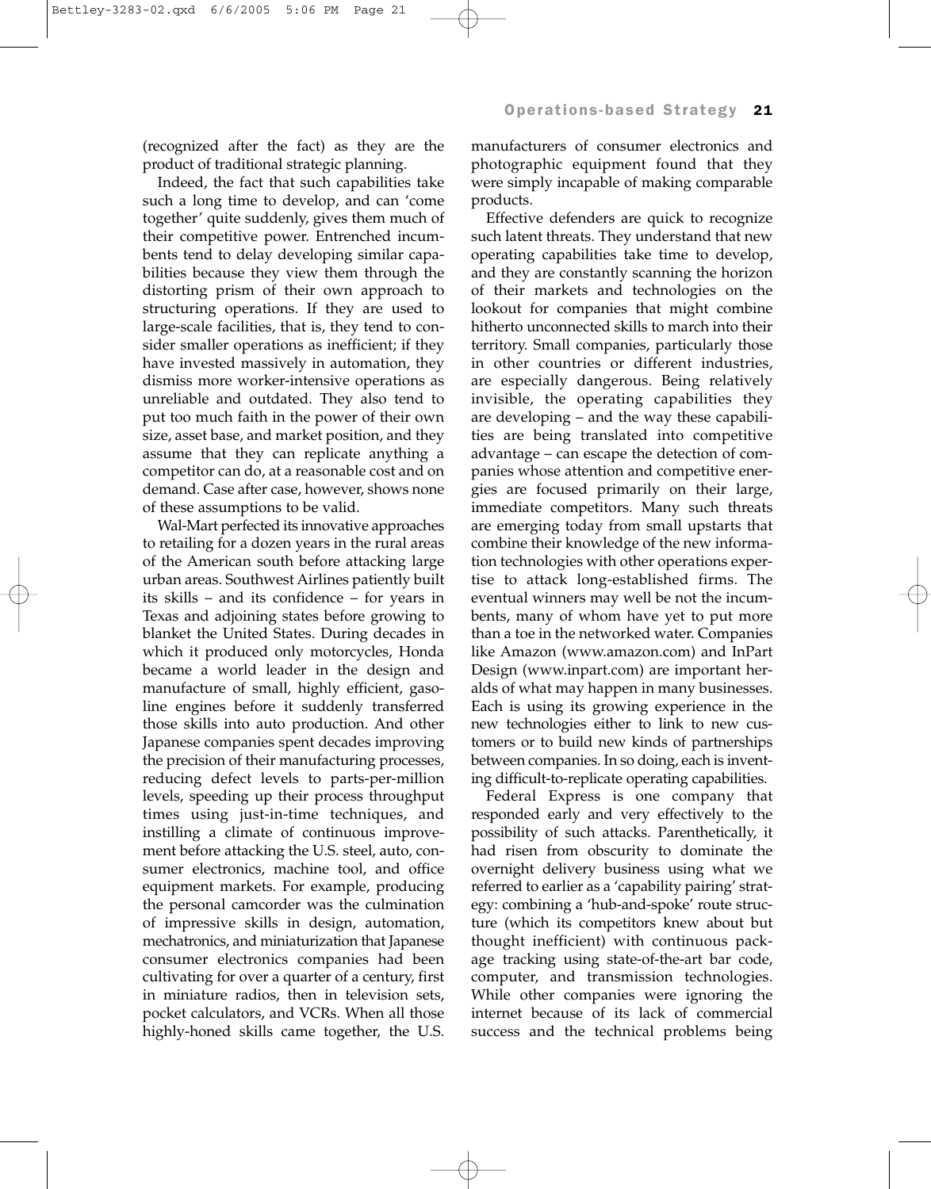(recognized after the fact) as they are the product of traditional strategic planning.

Indeed, the fact that such capabilities take such a long time to develop, and can 'come together' quite suddenly, gives them much of their competitive power. Entrenched incumbents tend to delay developing similar capabilities because they view them through the distorting prism of their own approach to structuring operations. If they are used to large-scale facilities, that is, they tend to consider smaller operations as inefficient; if they have invested massively in automation, they dismiss more worker-intensive operations as unreliable and outdated. They also tend to put too much faith in the power of their own size, asset base, and market position, and they assume that they can replicate anything a competitor can do, at a reasonable cost and on demand. Case after case, however, shows none of these assumptions to be valid.

Wal-Mart perfected its innovative approaches to retailing for a dozen years in the rural areas of the American south before attacking large urban areas. Southwest Airlines patiently built its skills – and its confidence – for years in Texas and adjoining states before growing to blanket the United States. During decades in which it produced only motorcycles, Honda became a world leader in the design and manufacture of small, highly efficient, gasoline engines before it suddenly transferred those skills into auto production. And other Japanese companies spent decades improving the precision of their manufacturing processes, reducing defect levels to parts-per-million levels, speeding up their process throughput times using just-in-time techniques, and instilling a climate of continuous improvement before attacking the U.S. steel, auto, consumer electronics, machine tool, and office equipment markets. For example, producing the personal camcorder was the culmination of impressive skills in design, automation, mechatronics, and miniaturization that Japanese consumer electronics companies had been cultivating for over a quarter of a century, first in miniature radios, then in television sets, pocket calculators, and VCRs. When all those highly-honed skills came together, the U.S. manufacturers of consumer electronics and photographic equipment found that they were simply incapable of making comparable products.

Effective defenders are quick to recognize such latent threats. They understand that new operating capabilities take time to develop, and they are constantly scanning the horizon of their markets and technologies on the lookout for companies that might combine hitherto unconnected skills to march into their territory. Small companies, particularly those in other countries or different industries, are especially dangerous. Being relatively invisible, the operating capabilities they are developing – and the way these capabilities are being translated into competitive advantage – can escape the detection of companies whose attention and competitive energies are focused primarily on their large, immediate competitors. Many such threats are emerging today from small upstarts that combine their knowledge of the new information technologies with other operations expertise to attack long-established firms. The eventual winners may well be not the incumbents, many of whom have yet to put more than a toe in the networked water. Companies like Amazon (www.amazon.com) and InPart Design (www.inpart.com) are important heralds of what may happen in many businesses. Each is using its growing experience in the new technologies either to link to new customers or to build new kinds of partnerships between companies. In so doing, each is inventing difficult-to-replicate operating capabilities.

Federal Express is one company that responded early and very effectively to the possibility of such attacks. Parenthetically, it had risen from obscurity to dominate the overnight delivery business using what we referred to earlier as a 'capability pairing' strategy: combining a 'hub-and-spoke' route structure (which its competitors knew about but thought inefficient) with continuous package tracking using state-of-the-art bar code, computer, and transmission technologies. While other companies were ignoring the internet because of its lack of commercial success and the technical problems being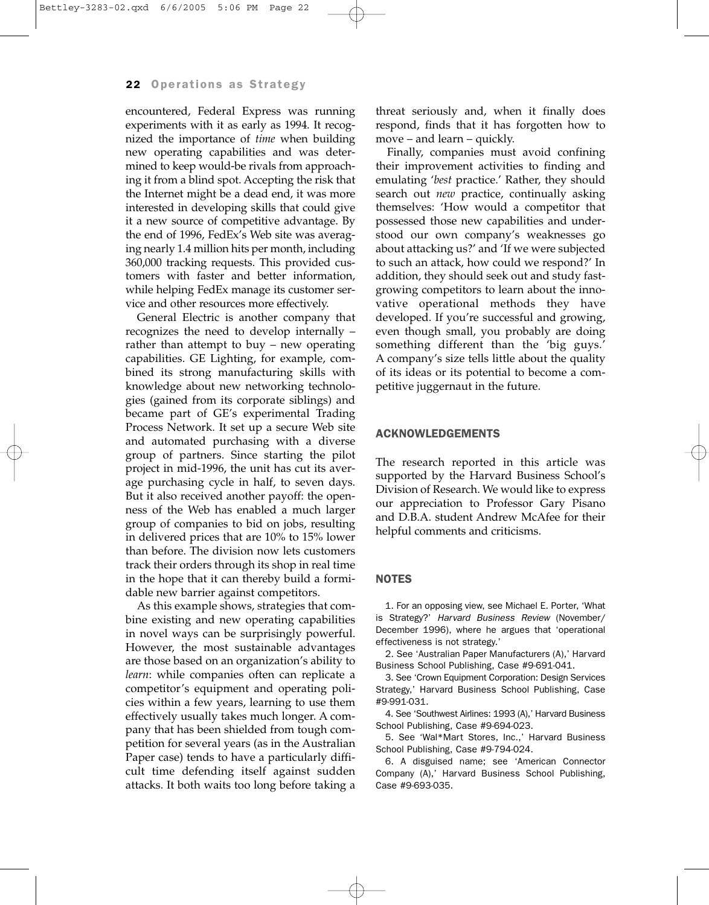encountered, Federal Express was running experiments with it as early as 1994. It recognized the importance of *time* when building new operating capabilities and was determined to keep would-be rivals from approaching it from a blind spot. Accepting the risk that the Internet might be a dead end, it was more interested in developing skills that could give it a new source of competitive advantage. By the end of 1996, FedEx's Web site was averaging nearly 1.4 million hits per month, including 360,000 tracking requests. This provided customers with faster and better information, while helping FedEx manage its customer service and other resources more effectively.

General Electric is another company that recognizes the need to develop internally – rather than attempt to buy – new operating capabilities. GE Lighting, for example, combined its strong manufacturing skills with knowledge about new networking technologies (gained from its corporate siblings) and became part of GE's experimental Trading Process Network. It set up a secure Web site and automated purchasing with a diverse group of partners. Since starting the pilot project in mid-1996, the unit has cut its average purchasing cycle in half, to seven days. But it also received another payoff: the openness of the Web has enabled a much larger group of companies to bid on jobs, resulting in delivered prices that are 10% to 15% lower than before. The division now lets customers track their orders through its shop in real time in the hope that it can thereby build a formidable new barrier against competitors.

As this example shows, strategies that combine existing and new operating capabilities in novel ways can be surprisingly powerful. However, the most sustainable advantages are those based on an organization's ability to *learn*: while companies often can replicate a competitor's equipment and operating policies within a few years, learning to use them effectively usually takes much longer. A company that has been shielded from tough competition for several years (as in the Australian Paper case) tends to have a particularly difficult time defending itself against sudden attacks. It both waits too long before taking a threat seriously and, when it finally does respond, finds that it has forgotten how to move – and learn – quickly.

Finally, companies must avoid confining their improvement activities to finding and emulating '*best* practice.' Rather, they should search out *new* practice, continually asking themselves: 'How would a competitor that possessed those new capabilities and understood our own company's weaknesses go about attacking us?' and 'If we were subjected to such an attack, how could we respond?' In addition, they should seek out and study fast-growing competitors to learn about the innovative operational methods they have developed. If you're successful and growing, even though small, you probably are doing something different than the 'big guys.' A company's size tells little about the quality of its ideas or its potential to become a competitive juggernaut in the future.

## ACKNOWLEDGEMENTS

The research reported in this article was supported by the Harvard Business School's Division of Research. We would like to express our appreciation to Professor Gary Pisano and D.B.A. student Andrew McAfee for their helpful comments and criticisms.

## NOTES

1. For an opposing view, see Michael E. Porter, 'What is Strategy?' *Harvard Business Review* (November/December 1996), where he argues that 'operational effectiveness is not strategy.'

2. See 'Australian Paper Manufacturers (A),' Harvard Business School Publishing, Case #9-691-041.

3. See 'Crown Equipment Corporation: Design Services Strategy,' Harvard Business School Publishing, Case #9-991-031.

4. See 'Southwest Airlines: 1993 (A),' Harvard Business School Publishing, Case #9-694-023.

5. See 'Wal*Mart Stores, Inc.,' Harvard Business School Publishing, Case #9-794-024.

6. A disguised name; see 'American Connector Company (A),' Harvard Business School Publishing, Case #9-693-035.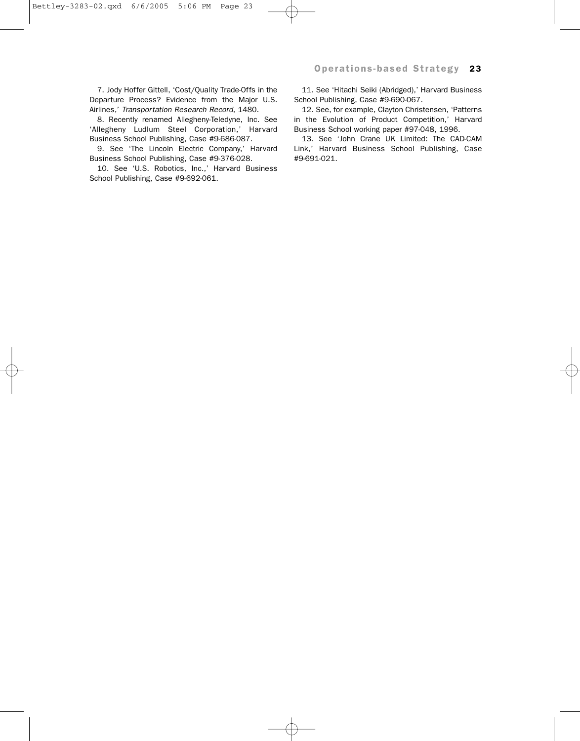7. Jody Hoffer Gittell, 'Cost/Quality Trade-Offs in the Departure Process? Evidence from the Major U.S. Airlines,' *Transportation Research Record*, 1480.

8. Recently renamed Allegheny-Teledyne, Inc. See 'Allegheny Ludlum Steel Corporation,' Harvard Business School Publishing, Case #9-686-087.

9. See 'The Lincoln Electric Company,' Harvard Business School Publishing, Case #9-376-028.

10. See 'U.S. Robotics, Inc.,' Harvard Business School Publishing, Case #9-692-061.

11. See 'Hitachi Seiki (Abridged),' Harvard Business School Publishing, Case #9-690-067.

12. See, for example, Clayton Christensen, 'Patterns in the Evolution of Product Competition,' Harvard Business School working paper #97-048, 1996.

13. See 'John Crane UK Limited: The CAD-CAM Link,' Harvard Business School Publishing, Case #9-691-021.